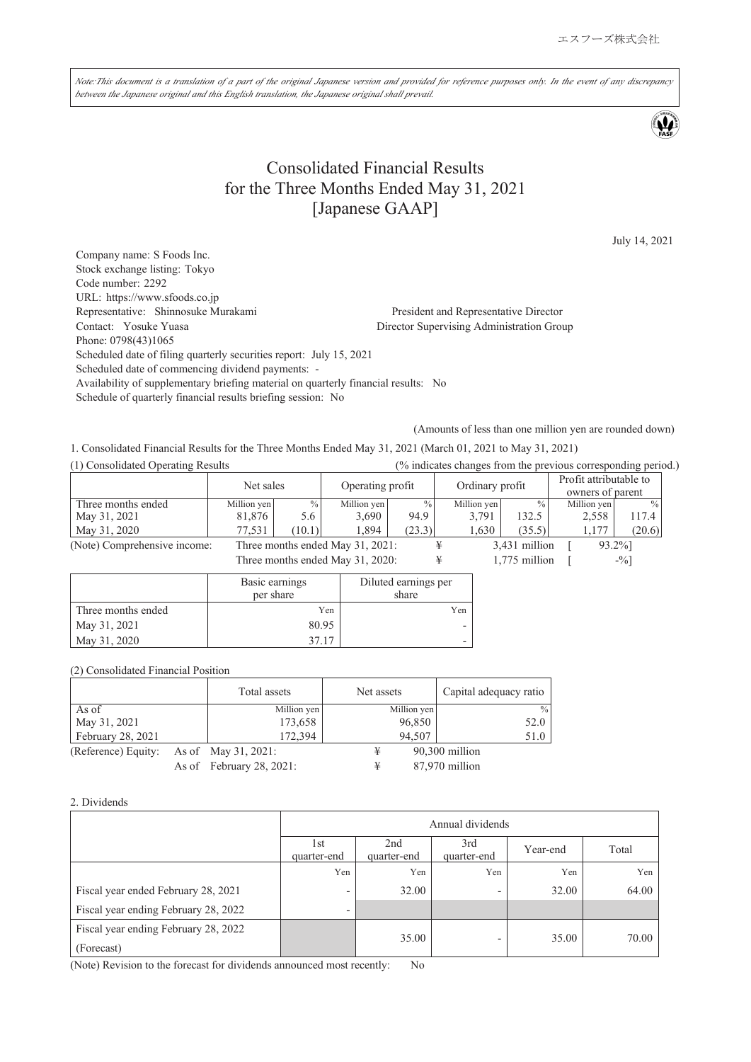エスフーズ株式会社

*Note:This document is a translation of a part of the original Japanese version and provided for reference purposes only. In the event of any discrepancy between the Japanese original and this English translation, the Japanese original shall prevail.*

# Consolidated Financial Results for the Three Months Ended May 31, 2021 [Japanese GAAP]

July 14, 2021

Company name: S Foods Inc.
Stock exchange listing: Tokyo
Code number: 2292
URL: https://www.sfoods.co.jp
Representative: Shinnosuke Murakami President and Representative Director
Contact: Yosuke Yuasa Director Supervising Administration Group
Phone: 0798(43)1065
Scheduled date of filing quarterly securities report: July 15, 2021
Scheduled date of commencing dividend payments: -
Availability of supplementary briefing material on quarterly financial results: No
Schedule of quarterly financial results briefing session: No

(Amounts of less than one million yen are rounded down)

1. Consolidated Financial Results for the Three Months Ended May 31, 2021 (March 01, 2021 to May 31, 2021)

(1) Consolidated Operating Results (% indicates changes from the previous corresponding period.)

| | Net sales | | Operating profit | | Ordinary profit | | Profit attributable to owners of parent | |
|---|---|---|---|---|---|---|---|---|
| Three months ended | Million yen | % | Million yen | % | Million yen | % | Million yen | % |
| May 31, 2021 | 81,876 | 5.6 | 3,690 | 94.9 | 3,791 | 132.5 | 2,558 | 117.4 |
| May 31, 2020 | 77,531 | (10.1) | 1,894 | (23.3) | 1,630 | (35.5) | 1,177 | (20.6) |

(Note) Comprehensive income: Three months ended May 31, 2021: ¥ 3,431 million [ 93.2%]
Three months ended May 31, 2020: ¥ 1,775 million [ -%]

| | Basic earnings per share | Diluted earnings per share |
|---|---|---|
| Three months ended | Yen | Yen |
| May 31, 2021 | 80.95 | - |
| May 31, 2020 | 37.17 | - |

(2) Consolidated Financial Position

| | Total assets | Net assets | Capital adequacy ratio |
|---|---|---|---|
| As of | Million yen | Million yen | % |
| May 31, 2021 | 173,658 | 96,850 | 52.0 |
| February 28, 2021 | 172,394 | 94,507 | 51.0 |

(Reference) Equity: As of May 31, 2021: ¥ 90,300 million
As of February 28, 2021: ¥ 87,970 million

2. Dividends

| | Annual dividends | | | | |
|---|---|---|---|---|---|
| | 1st quarter-end | 2nd quarter-end | 3rd quarter-end | Year-end | Total |
| | Yen | Yen | Yen | Yen | Yen |
| Fiscal year ended February 28, 2021 | - | 32.00 | - | 32.00 | 64.00 |
| Fiscal year ending February 28, 2022 | - | | | | |
| Fiscal year ending February 28, 2022 (Forecast) | | 35.00 | - | 35.00 | 70.00 |

(Note) Revision to the forecast for dividends announced most recently: No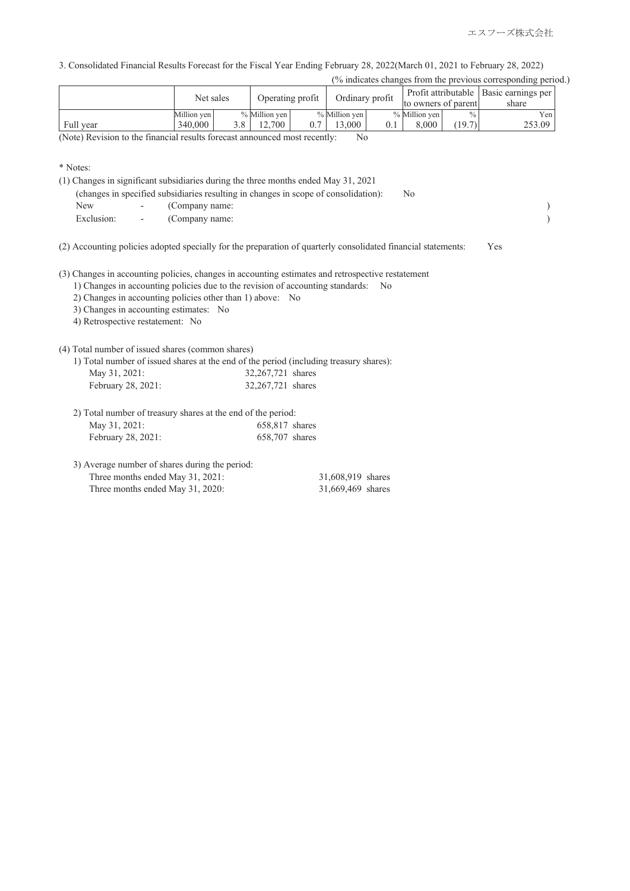3. Consolidated Financial Results Forecast for the Fiscal Year Ending February 28, 2022(March 01, 2021 to February 28, 2022)

(% indicates changes from the previous corresponding period.)

| | Net sales | | Operating profit | | Ordinary profit | | Profit attributable to owners of parent | | Basic earnings per share |
|---|---|---|---|---|---|---|---|---|---|
| | Million yen | % | Million yen | % | Million yen | % | Million yen | % | Yen |
| Full year | 340,000 | 3.8 | 12,700 | 0.7 | 13,000 | 0.1 | 8,000 | (19.7) | 253.09 |

(Note) Revision to the financial results forecast announced most recently: No

\* Notes:

(1) Changes in significant subsidiaries during the three months ended May 31, 2021
(changes in specified subsidiaries resulting in changes in scope of consolidation): No
New - (Company name: )
Exclusion: - (Company name: )

(2) Accounting policies adopted specially for the preparation of quarterly consolidated financial statements: Yes

(3) Changes in accounting policies, changes in accounting estimates and retrospective restatement
1) Changes in accounting policies due to the revision of accounting standards: No
2) Changes in accounting policies other than 1) above: No
3) Changes in accounting estimates: No
4) Retrospective restatement: No

(4) Total number of issued shares (common shares)

1) Total number of issued shares at the end of the period (including treasury shares):

| | |
|---|---|
| May 31, 2021: | 32,267,721 shares |
| February 28, 2021: | 32,267,721 shares |

2) Total number of treasury shares at the end of the period:

| | |
|---|---|
| May 31, 2021: | 658,817 shares |
| February 28, 2021: | 658,707 shares |

3) Average number of shares during the period:

| | |
|---|---|
| Three months ended May 31, 2021: | 31,608,919 shares |
| Three months ended May 31, 2020: | 31,669,469 shares |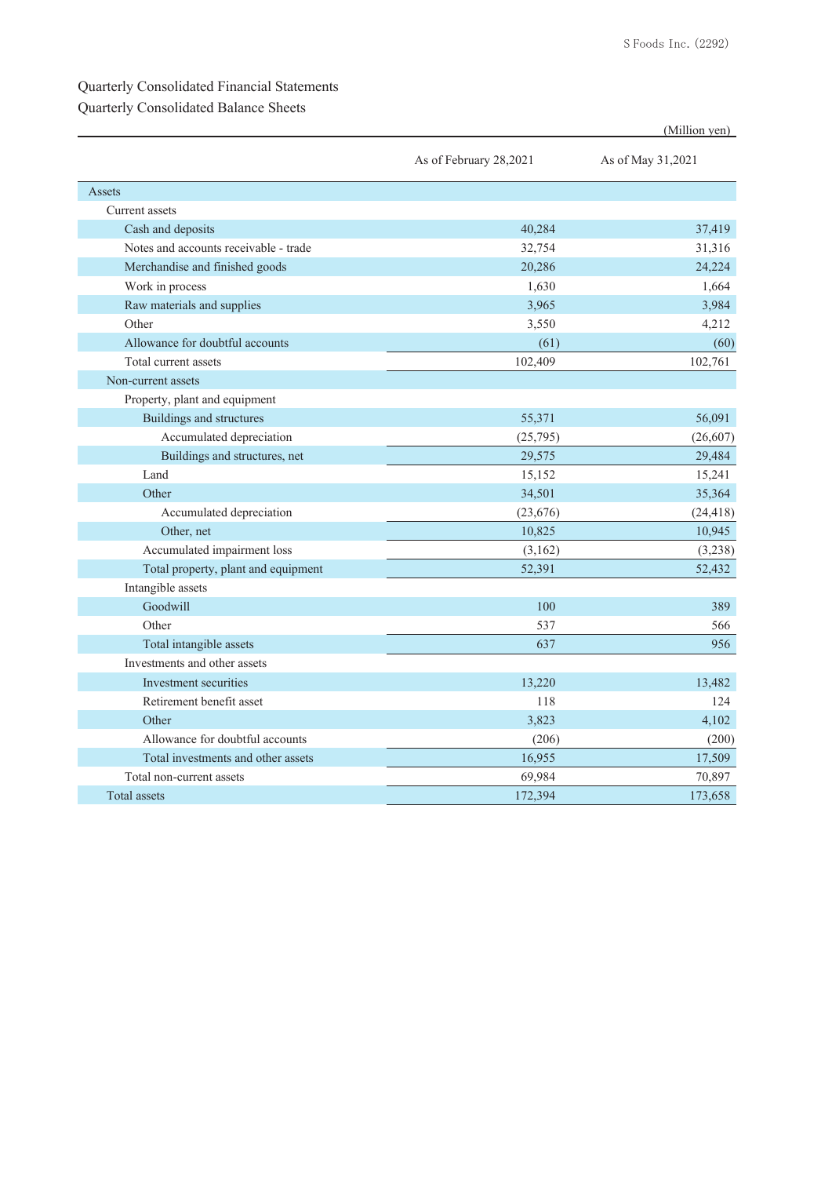## Quarterly Consolidated Financial Statements

### Quarterly Consolidated Balance Sheets

(Million yen)

| | As of February 28,2021 | As of May 31,2021 |
|---|---|---|
| Assets | | |
| Current assets | | |
| Cash and deposits | 40,284 | 37,419 |
| Notes and accounts receivable - trade | 32,754 | 31,316 |
| Merchandise and finished goods | 20,286 | 24,224 |
| Work in process | 1,630 | 1,664 |
| Raw materials and supplies | 3,965 | 3,984 |
| Other | 3,550 | 4,212 |
| Allowance for doubtful accounts | (61) | (60) |
| Total current assets | 102,409 | 102,761 |
| Non-current assets | | |
| Property, plant and equipment | | |
| Buildings and structures | 55,371 | 56,091 |
| Accumulated depreciation | (25,795) | (26,607) |
| Buildings and structures, net | 29,575 | 29,484 |
| Land | 15,152 | 15,241 |
| Other | 34,501 | 35,364 |
| Accumulated depreciation | (23,676) | (24,418) |
| Other, net | 10,825 | 10,945 |
| Accumulated impairment loss | (3,162) | (3,238) |
| Total property, plant and equipment | 52,391 | 52,432 |
| Intangible assets | | |
| Goodwill | 100 | 389 |
| Other | 537 | 566 |
| Total intangible assets | 637 | 956 |
| Investments and other assets | | |
| Investment securities | 13,220 | 13,482 |
| Retirement benefit asset | 118 | 124 |
| Other | 3,823 | 4,102 |
| Allowance for doubtful accounts | (206) | (200) |
| Total investments and other assets | 16,955 | 17,509 |
| Total non-current assets | 69,984 | 70,897 |
| Total assets | 172,394 | 173,658 |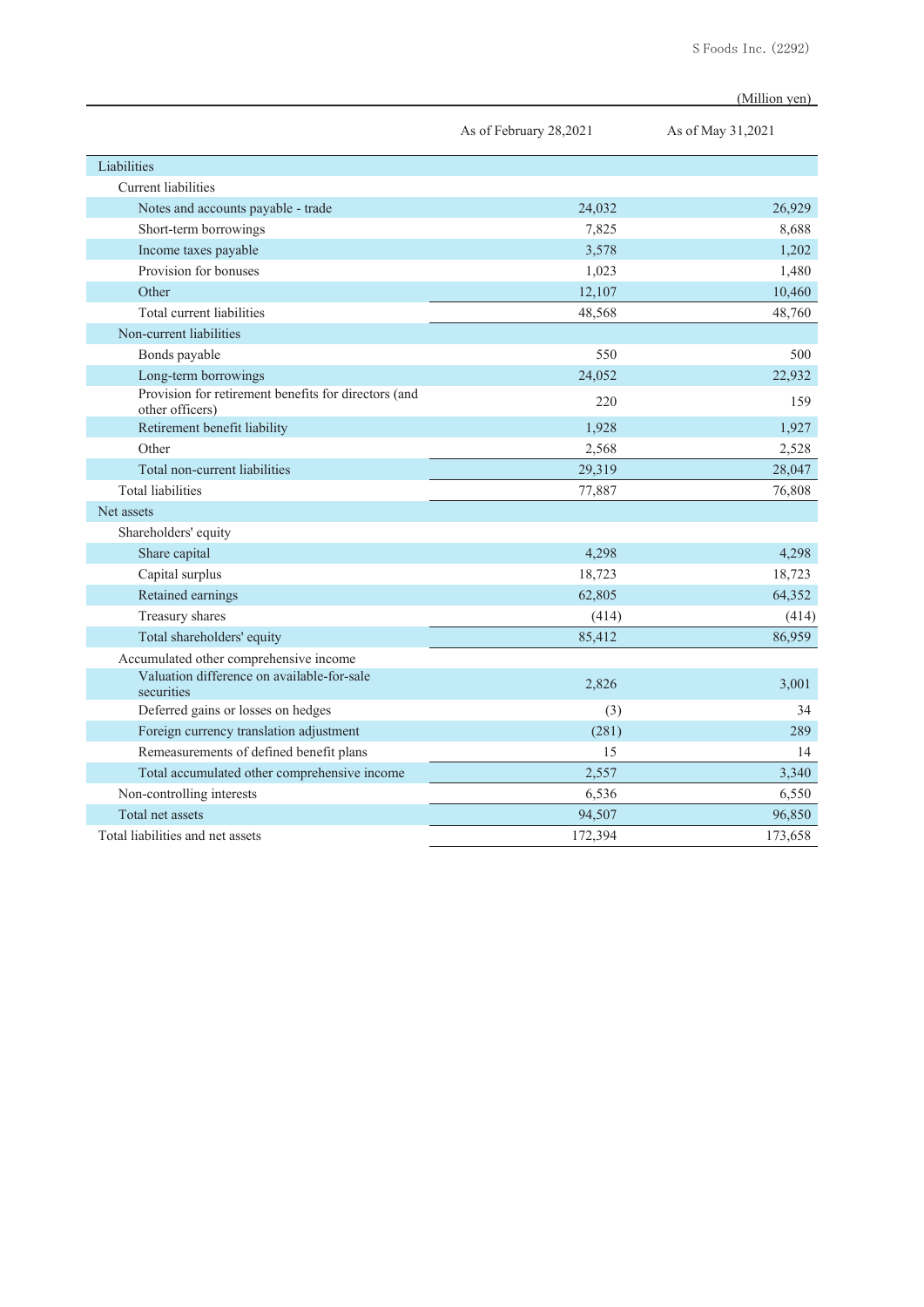(Million yen)

| | As of February 28,2021 | As of May 31,2021 |
|---|---|---|
| Liabilities | | |
| Current liabilities | | |
| Notes and accounts payable - trade | 24,032 | 26,929 |
| Short-term borrowings | 7,825 | 8,688 |
| Income taxes payable | 3,578 | 1,202 |
| Provision for bonuses | 1,023 | 1,480 |
| Other | 12,107 | 10,460 |
| Total current liabilities | 48,568 | 48,760 |
| Non-current liabilities | | |
| Bonds payable | 550 | 500 |
| Long-term borrowings | 24,052 | 22,932 |
| Provision for retirement benefits for directors (and other officers) | 220 | 159 |
| Retirement benefit liability | 1,928 | 1,927 |
| Other | 2,568 | 2,528 |
| Total non-current liabilities | 29,319 | 28,047 |
| Total liabilities | 77,887 | 76,808 |
| Net assets | | |
| Shareholders' equity | | |
| Share capital | 4,298 | 4,298 |
| Capital surplus | 18,723 | 18,723 |
| Retained earnings | 62,805 | 64,352 |
| Treasury shares | (414) | (414) |
| Total shareholders' equity | 85,412 | 86,959 |
| Accumulated other comprehensive income | | |
| Valuation difference on available-for-sale securities | 2,826 | 3,001 |
| Deferred gains or losses on hedges | (3) | 34 |
| Foreign currency translation adjustment | (281) | 289 |
| Remeasurements of defined benefit plans | 15 | 14 |
| Total accumulated other comprehensive income | 2,557 | 3,340 |
| Non-controlling interests | 6,536 | 6,550 |
| Total net assets | 94,507 | 96,850 |
| Total liabilities and net assets | 172,394 | 173,658 |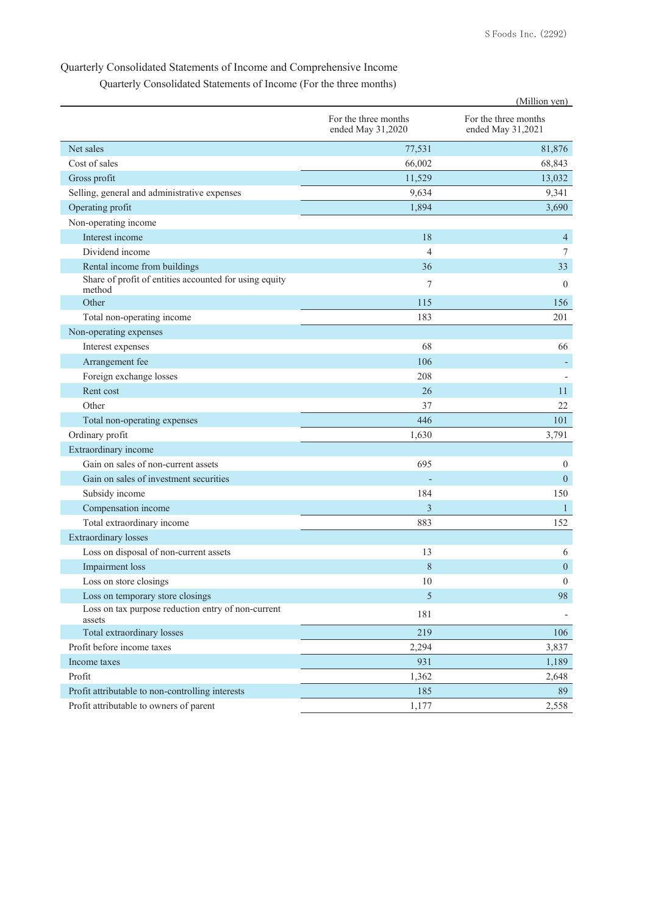## Quarterly Consolidated Statements of Income and Comprehensive Income

### Quarterly Consolidated Statements of Income (For the three months)

(Million yen)

| | For the three months ended May 31,2020 | For the three months ended May 31,2021 |
|---|---|---|
| Net sales | 77,531 | 81,876 |
| Cost of sales | 66,002 | 68,843 |
| Gross profit | 11,529 | 13,032 |
| Selling, general and administrative expenses | 9,634 | 9,341 |
| Operating profit | 1,894 | 3,690 |
| Non-operating income | | |
| Interest income | 18 | 4 |
| Dividend income | 4 | 7 |
| Rental income from buildings | 36 | 33 |
| Share of profit of entities accounted for using equity method | 7 | 0 |
| Other | 115 | 156 |
| Total non-operating income | 183 | 201 |
| Non-operating expenses | | |
| Interest expenses | 68 | 66 |
| Arrangement fee | 106 | - |
| Foreign exchange losses | 208 | - |
| Rent cost | 26 | 11 |
| Other | 37 | 22 |
| Total non-operating expenses | 446 | 101 |
| Ordinary profit | 1,630 | 3,791 |
| Extraordinary income | | |
| Gain on sales of non-current assets | 695 | 0 |
| Gain on sales of investment securities | - | 0 |
| Subsidy income | 184 | 150 |
| Compensation income | 3 | 1 |
| Total extraordinary income | 883 | 152 |
| Extraordinary losses | | |
| Loss on disposal of non-current assets | 13 | 6 |
| Impairment loss | 8 | 0 |
| Loss on store closings | 10 | 0 |
| Loss on temporary store closings | 5 | 98 |
| Loss on tax purpose reduction entry of non-current assets | 181 | - |
| Total extraordinary losses | 219 | 106 |
| Profit before income taxes | 2,294 | 3,837 |
| Income taxes | 931 | 1,189 |
| Profit | 1,362 | 2,648 |
| Profit attributable to non-controlling interests | 185 | 89 |
| Profit attributable to owners of parent | 1,177 | 2,558 |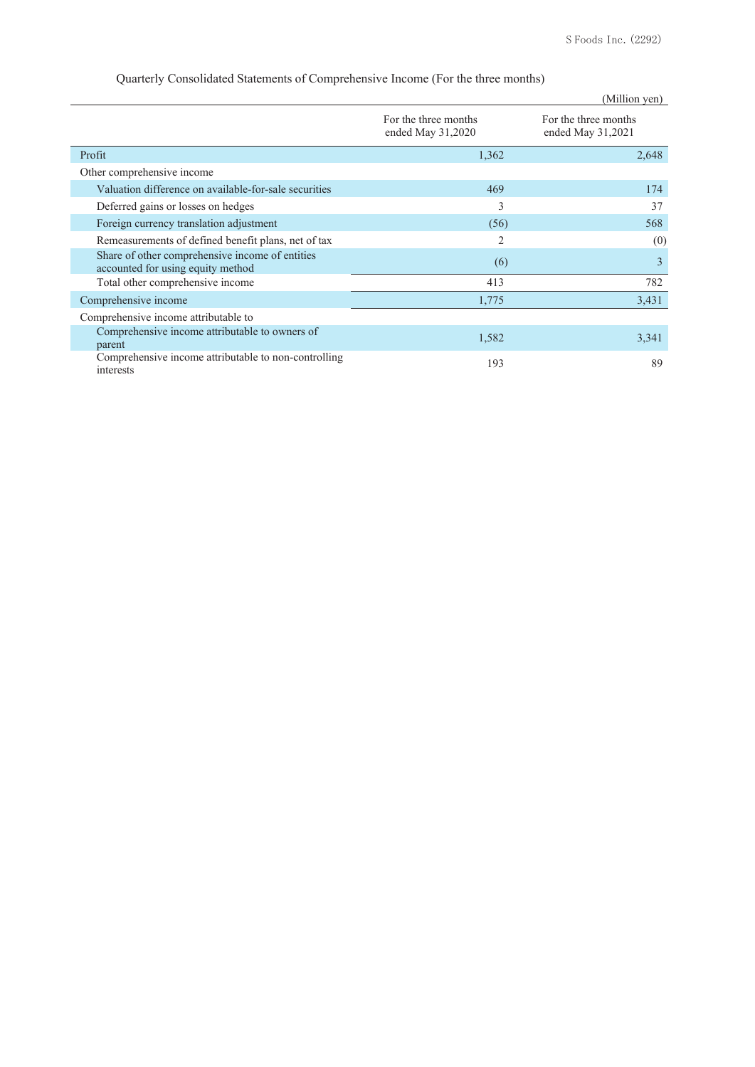Quarterly Consolidated Statements of Comprehensive Income (For the three months)

(Million yen)

| | For the three months ended May 31,2020 | For the three months ended May 31,2021 |
|---|---|---|
| Profit | 1,362 | 2,648 |
| Other comprehensive income | | |
| Valuation difference on available-for-sale securities | 469 | 174 |
| Deferred gains or losses on hedges | 3 | 37 |
| Foreign currency translation adjustment | (56) | 568 |
| Remeasurements of defined benefit plans, net of tax | 2 | (0) |
| Share of other comprehensive income of entities accounted for using equity method | (6) | 3 |
| Total other comprehensive income | 413 | 782 |
| Comprehensive income | 1,775 | 3,431 |
| Comprehensive income attributable to | | |
| Comprehensive income attributable to owners of parent | 1,582 | 3,341 |
| Comprehensive income attributable to non-controlling interests | 193 | 89 |